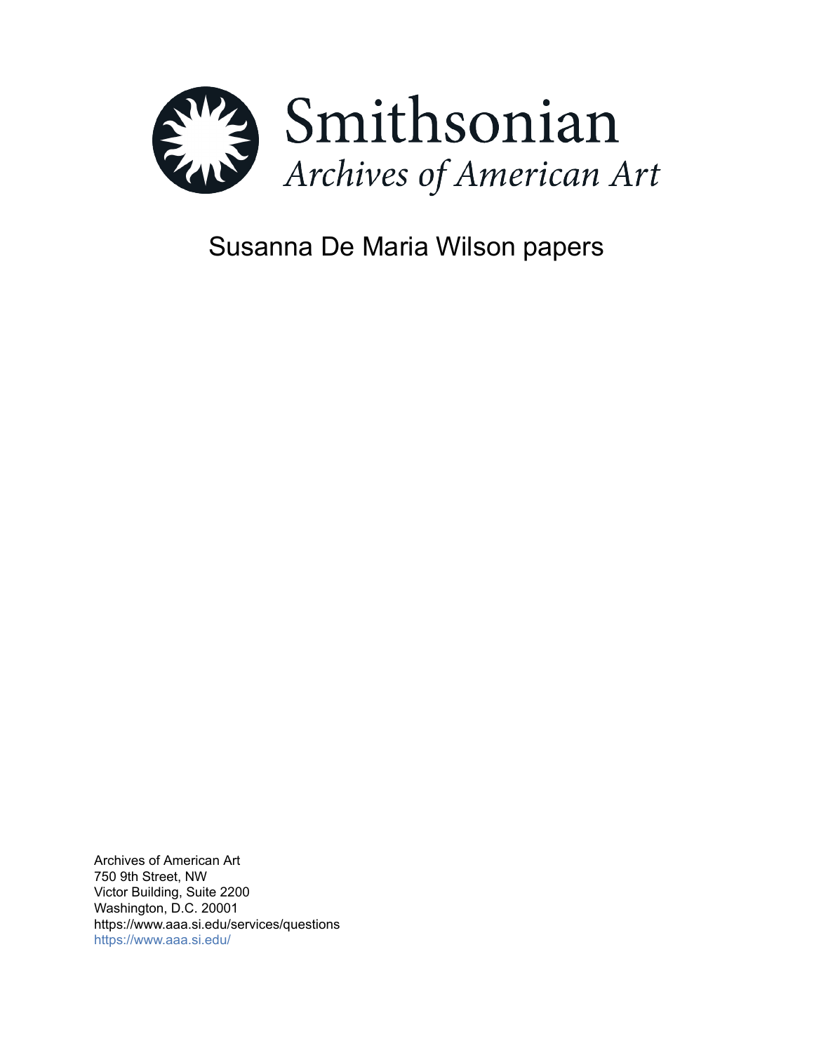Smithsonian

*Archives of American Art*

# Susanna De Maria Wilson papers

Archives of American Art
750 9th Street, NW
Victor Building, Suite 2200
Washington, D.C. 20001
https://www.aaa.si.edu/services/questions
https://www.aaa.si.edu/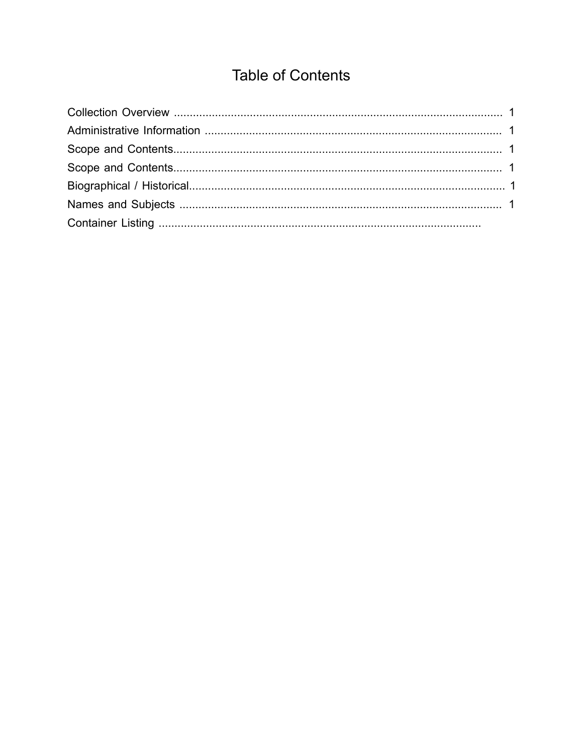# Table of Contents

Collection Overview ........................................................................................................ 1
Administrative Information ............................................................................................. 1
Scope and Contents....................................................................................................... 1
Scope and Contents....................................................................................................... 1
Biographical / Historical.................................................................................................. 1
Names and Subjects ..................................................................................................... 1
Container Listing ......................................................................................................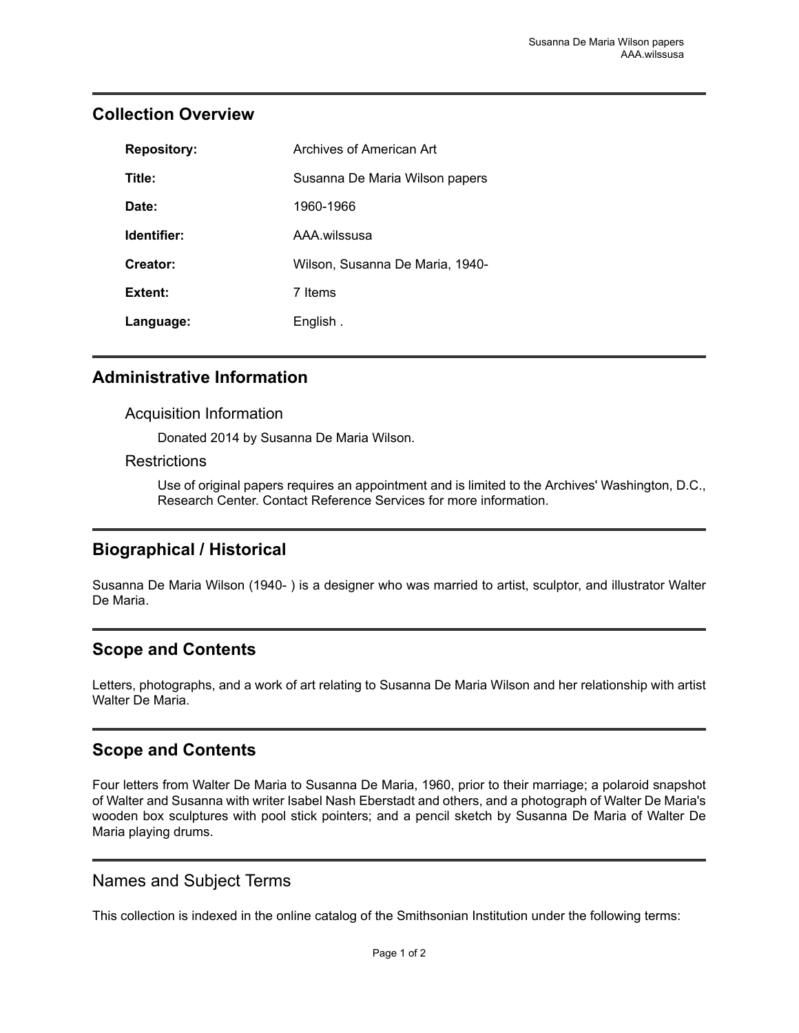## Collection Overview

**Repository:** Archives of American Art

**Title:** Susanna De Maria Wilson papers

**Date:** 1960-1966

**Identifier:** AAA.wilssusa

**Creator:** Wilson, Susanna De Maria, 1940-

**Extent:** 7 Items

**Language:** English .

## Administrative Information

### Acquisition Information

Donated 2014 by Susanna De Maria Wilson.

### Restrictions

Use of original papers requires an appointment and is limited to the Archives' Washington, D.C., Research Center. Contact Reference Services for more information.

## Biographical / Historical

Susanna De Maria Wilson (1940- ) is a designer who was married to artist, sculptor, and illustrator Walter De Maria.

## Scope and Contents

Letters, photographs, and a work of art relating to Susanna De Maria Wilson and her relationship with artist Walter De Maria.

## Scope and Contents

Four letters from Walter De Maria to Susanna De Maria, 1960, prior to their marriage; a polaroid snapshot of Walter and Susanna with writer Isabel Nash Eberstadt and others, and a photograph of Walter De Maria's wooden box sculptures with pool stick pointers; and a pencil sketch by Susanna De Maria of Walter De Maria playing drums.

## Names and Subject Terms

This collection is indexed in the online catalog of the Smithsonian Institution under the following terms: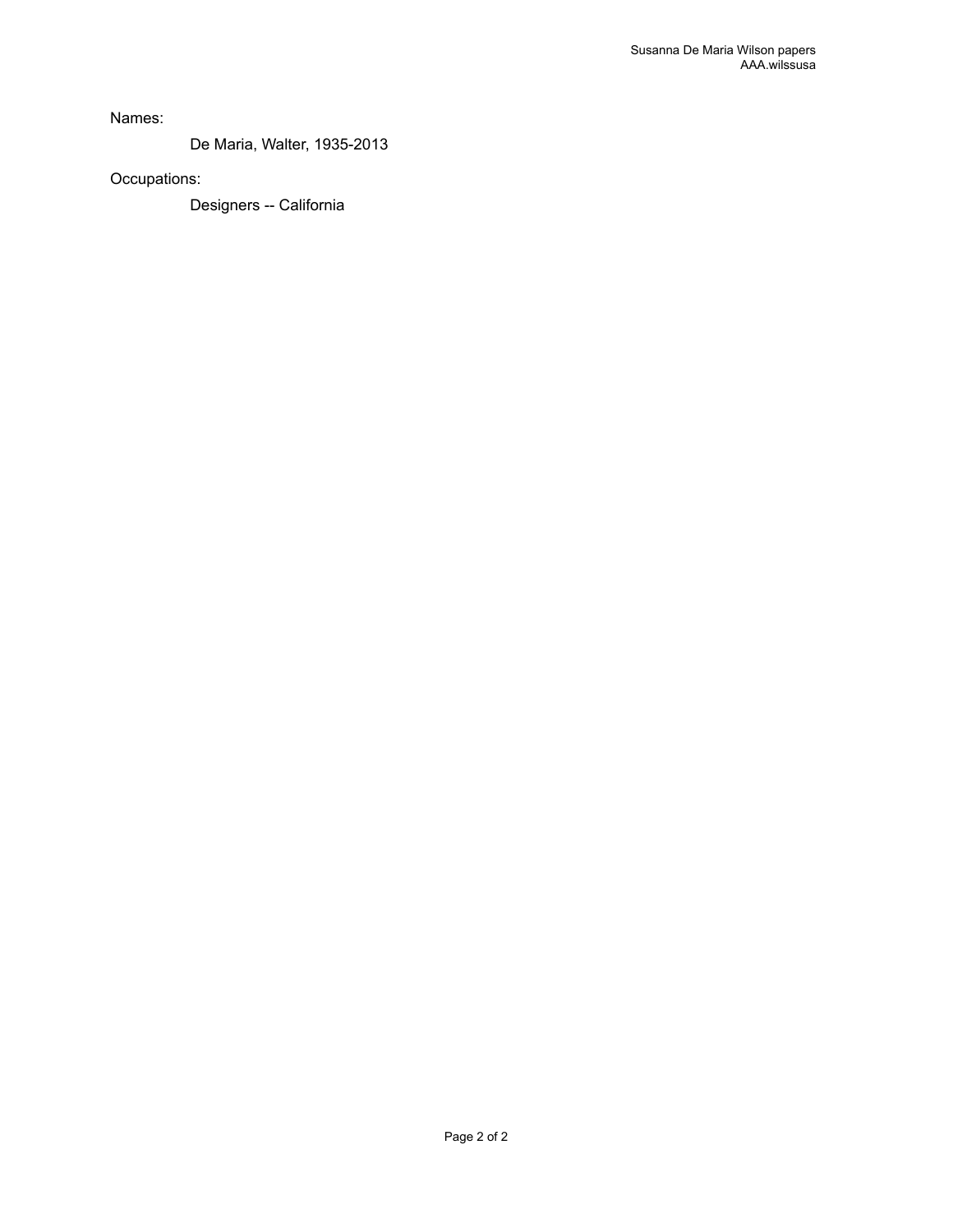Names:

De Maria, Walter, 1935-2013

Occupations:

Designers -- California